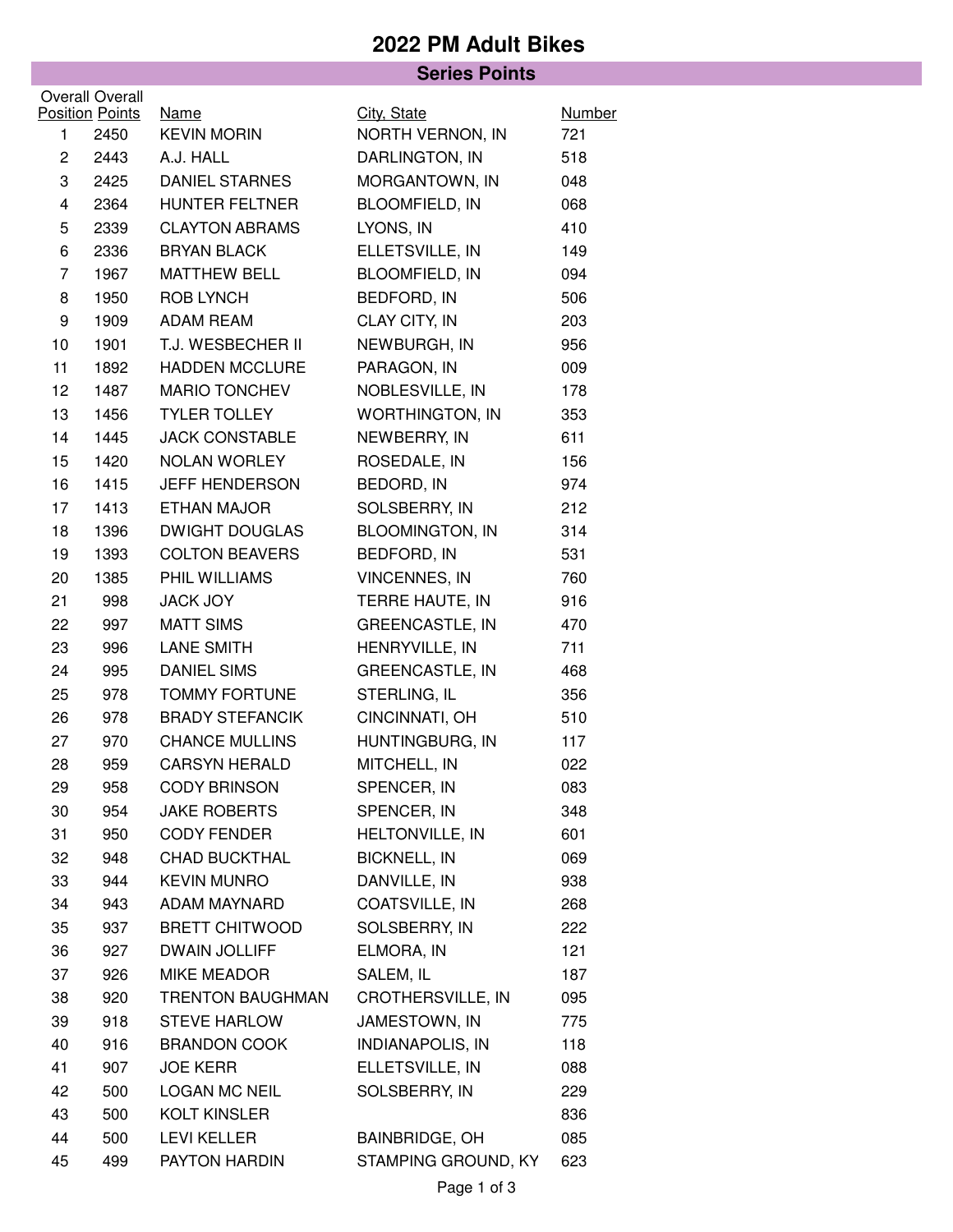# 2022 PM Adult Bikes

## Series Points

| Overall Position | Overall Points | Name | City, State | Number |
|---|---|---|---|---|
| 1 | 2450 | KEVIN MORIN | NORTH VERNON, IN | 721 |
| 2 | 2443 | A.J. HALL | DARLINGTON, IN | 518 |
| 3 | 2425 | DANIEL STARNES | MORGANTOWN, IN | 048 |
| 4 | 2364 | HUNTER FELTNER | BLOOMFIELD, IN | 068 |
| 5 | 2339 | CLAYTON ABRAMS | LYONS, IN | 410 |
| 6 | 2336 | BRYAN BLACK | ELLETSVILLE, IN | 149 |
| 7 | 1967 | MATTHEW BELL | BLOOMFIELD, IN | 094 |
| 8 | 1950 | ROB LYNCH | BEDFORD, IN | 506 |
| 9 | 1909 | ADAM REAM | CLAY CITY, IN | 203 |
| 10 | 1901 | T.J. WESBECHER II | NEWBURGH, IN | 956 |
| 11 | 1892 | HADDEN MCCLURE | PARAGON, IN | 009 |
| 12 | 1487 | MARIO TONCHEV | NOBLESVILLE, IN | 178 |
| 13 | 1456 | TYLER TOLLEY | WORTHINGTON, IN | 353 |
| 14 | 1445 | JACK CONSTABLE | NEWBERRY, IN | 611 |
| 15 | 1420 | NOLAN WORLEY | ROSEDALE, IN | 156 |
| 16 | 1415 | JEFF HENDERSON | BEDORD, IN | 974 |
| 17 | 1413 | ETHAN MAJOR | SOLSBERRY, IN | 212 |
| 18 | 1396 | DWIGHT DOUGLAS | BLOOMINGTON, IN | 314 |
| 19 | 1393 | COLTON BEAVERS | BEDFORD, IN | 531 |
| 20 | 1385 | PHIL WILLIAMS | VINCENNES, IN | 760 |
| 21 | 998 | JACK JOY | TERRE HAUTE, IN | 916 |
| 22 | 997 | MATT SIMS | GREENCASTLE, IN | 470 |
| 23 | 996 | LANE SMITH | HENRYVILLE, IN | 711 |
| 24 | 995 | DANIEL SIMS | GREENCASTLE, IN | 468 |
| 25 | 978 | TOMMY FORTUNE | STERLING, IL | 356 |
| 26 | 978 | BRADY STEFANCIK | CINCINNATI, OH | 510 |
| 27 | 970 | CHANCE MULLINS | HUNTINGBURG, IN | 117 |
| 28 | 959 | CARSYN HERALD | MITCHELL, IN | 022 |
| 29 | 958 | CODY BRINSON | SPENCER, IN | 083 |
| 30 | 954 | JAKE ROBERTS | SPENCER, IN | 348 |
| 31 | 950 | CODY FENDER | HELTONVILLE, IN | 601 |
| 32 | 948 | CHAD BUCKTHAL | BICKNELL, IN | 069 |
| 33 | 944 | KEVIN MUNRO | DANVILLE, IN | 938 |
| 34 | 943 | ADAM MAYNARD | COATSVILLE, IN | 268 |
| 35 | 937 | BRETT CHITWOOD | SOLSBERRY, IN | 222 |
| 36 | 927 | DWAIN JOLLIFF | ELMORA, IN | 121 |
| 37 | 926 | MIKE MEADOR | SALEM, IL | 187 |
| 38 | 920 | TRENTON BAUGHMAN | CROTHERSVILLE, IN | 095 |
| 39 | 918 | STEVE HARLOW | JAMESTOWN, IN | 775 |
| 40 | 916 | BRANDON COOK | INDIANAPOLIS, IN | 118 |
| 41 | 907 | JOE KERR | ELLETSVILLE, IN | 088 |
| 42 | 500 | LOGAN MC NEIL | SOLSBERRY, IN | 229 |
| 43 | 500 | KOLT KINSLER | | 836 |
| 44 | 500 | LEVI KELLER | BAINBRIDGE, OH | 085 |
| 45 | 499 | PAYTON HARDIN | STAMPING GROUND, KY | 623 |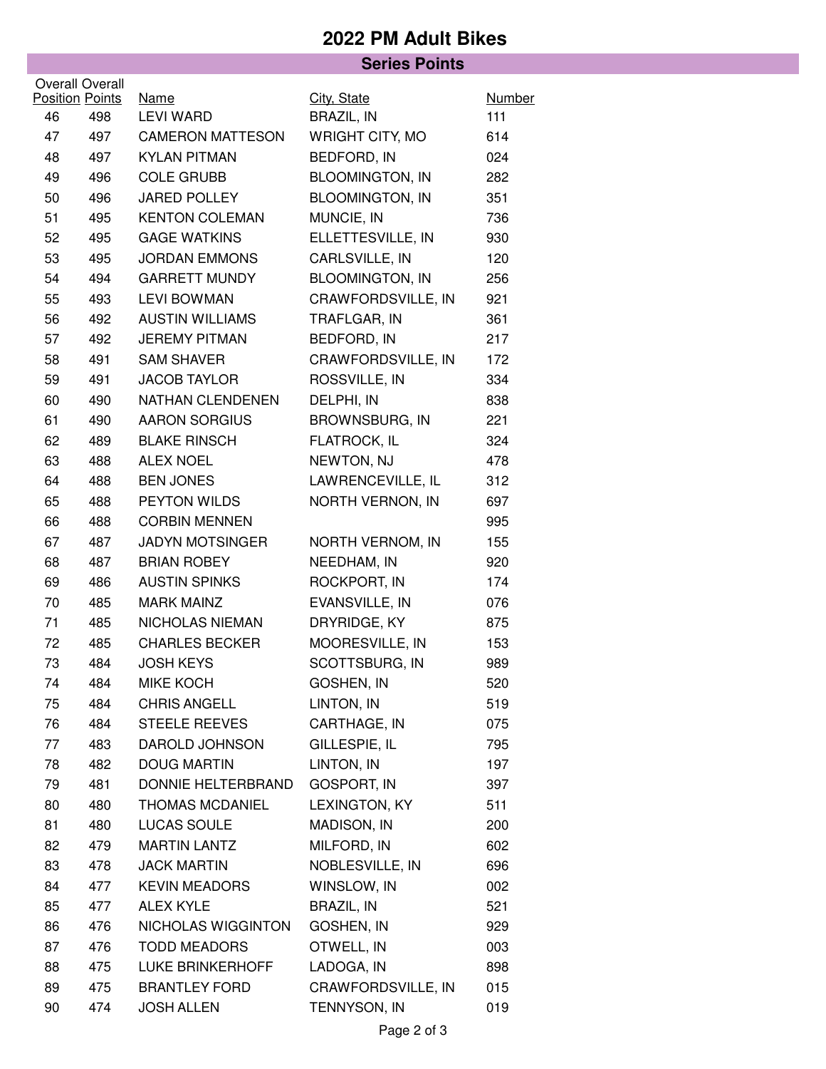# 2022 PM Adult Bikes

## Series Points

| Overall Position | Overall Points | Name | City, State | Number |
|---|---|---|---|---|
| 46 | 498 | LEVI WARD | BRAZIL, IN | 111 |
| 47 | 497 | CAMERON MATTESON | WRIGHT CITY, MO | 614 |
| 48 | 497 | KYLAN PITMAN | BEDFORD, IN | 024 |
| 49 | 496 | COLE GRUBB | BLOOMINGTON, IN | 282 |
| 50 | 496 | JARED POLLEY | BLOOMINGTON, IN | 351 |
| 51 | 495 | KENTON COLEMAN | MUNCIE, IN | 736 |
| 52 | 495 | GAGE WATKINS | ELLETTESVILLE, IN | 930 |
| 53 | 495 | JORDAN EMMONS | CARLSVILLE, IN | 120 |
| 54 | 494 | GARRETT MUNDY | BLOOMINGTON, IN | 256 |
| 55 | 493 | LEVI BOWMAN | CRAWFORDSVILLE, IN | 921 |
| 56 | 492 | AUSTIN WILLIAMS | TRAFLGAR, IN | 361 |
| 57 | 492 | JEREMY PITMAN | BEDFORD, IN | 217 |
| 58 | 491 | SAM SHAVER | CRAWFORDSVILLE, IN | 172 |
| 59 | 491 | JACOB TAYLOR | ROSSVILLE, IN | 334 |
| 60 | 490 | NATHAN CLENDENEN | DELPHI, IN | 838 |
| 61 | 490 | AARON SORGIUS | BROWNSBURG, IN | 221 |
| 62 | 489 | BLAKE RINSCH | FLATROCK, IL | 324 |
| 63 | 488 | ALEX NOEL | NEWTON, NJ | 478 |
| 64 | 488 | BEN JONES | LAWRENCEVILLE, IL | 312 |
| 65 | 488 | PEYTON WILDS | NORTH VERNON, IN | 697 |
| 66 | 488 | CORBIN MENNEN | | 995 |
| 67 | 487 | JADYN MOTSINGER | NORTH VERNOM, IN | 155 |
| 68 | 487 | BRIAN ROBEY | NEEDHAM, IN | 920 |
| 69 | 486 | AUSTIN SPINKS | ROCKPORT, IN | 174 |
| 70 | 485 | MARK MAINZ | EVANSVILLE, IN | 076 |
| 71 | 485 | NICHOLAS NIEMAN | DRYRIDGE, KY | 875 |
| 72 | 485 | CHARLES BECKER | MOORESVILLE, IN | 153 |
| 73 | 484 | JOSH KEYS | SCOTTSBURG, IN | 989 |
| 74 | 484 | MIKE KOCH | GOSHEN, IN | 520 |
| 75 | 484 | CHRIS ANGELL | LINTON, IN | 519 |
| 76 | 484 | STEELE REEVES | CARTHAGE, IN | 075 |
| 77 | 483 | DAROLD JOHNSON | GILLESPIE, IL | 795 |
| 78 | 482 | DOUG MARTIN | LINTON, IN | 197 |
| 79 | 481 | DONNIE HELTERBRAND | GOSPORT, IN | 397 |
| 80 | 480 | THOMAS MCDANIEL | LEXINGTON, KY | 511 |
| 81 | 480 | LUCAS SOULE | MADISON, IN | 200 |
| 82 | 479 | MARTIN LANTZ | MILFORD, IN | 602 |
| 83 | 478 | JACK MARTIN | NOBLESVILLE, IN | 696 |
| 84 | 477 | KEVIN MEADORS | WINSLOW, IN | 002 |
| 85 | 477 | ALEX KYLE | BRAZIL, IN | 521 |
| 86 | 476 | NICHOLAS WIGGINTON | GOSHEN, IN | 929 |
| 87 | 476 | TODD MEADORS | OTWELL, IN | 003 |
| 88 | 475 | LUKE BRINKERHOFF | LADOGA, IN | 898 |
| 89 | 475 | BRANTLEY FORD | CRAWFORDSVILLE, IN | 015 |
| 90 | 474 | JOSH ALLEN | TENNYSON, IN | 019 |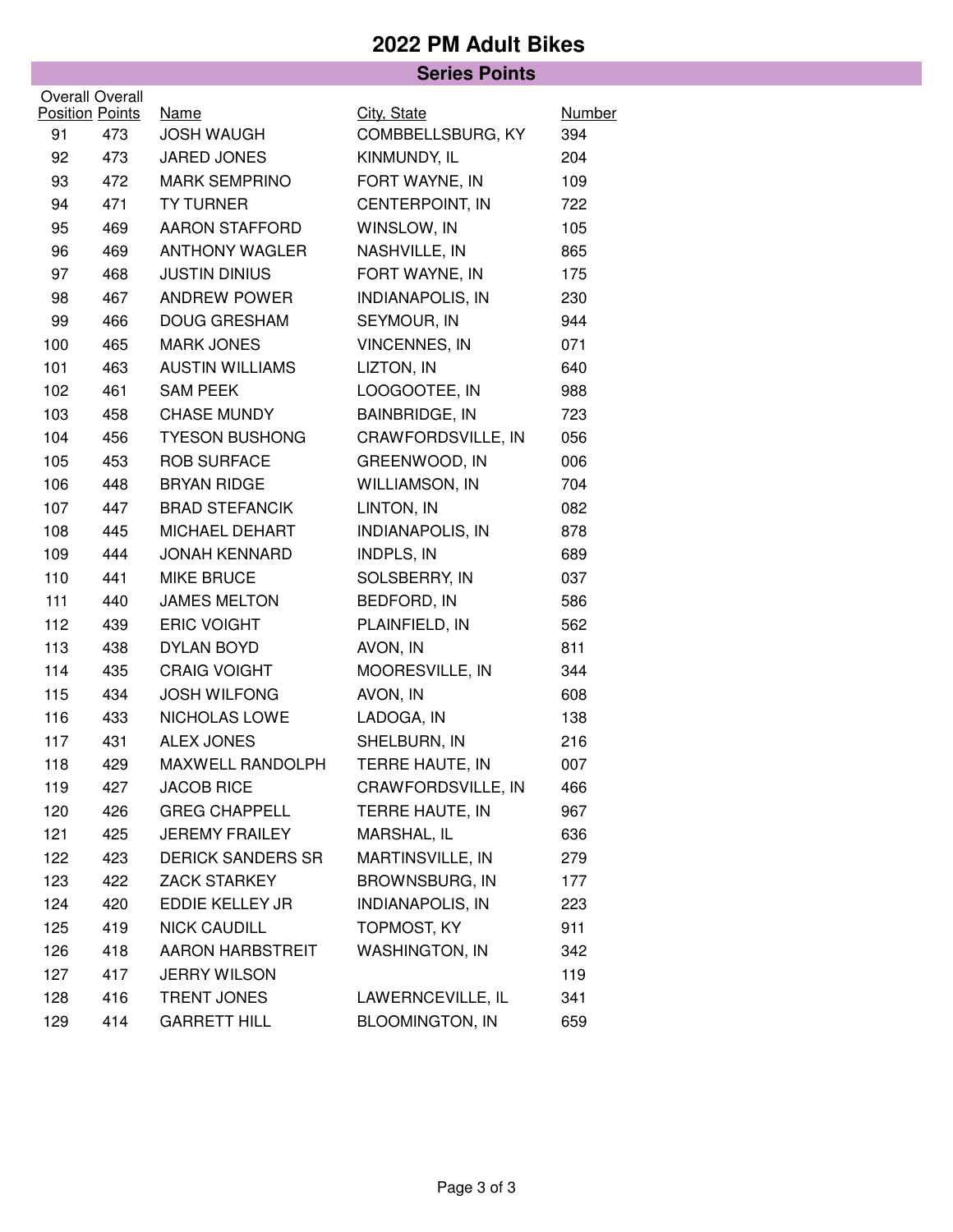# 2022 PM Adult Bikes

## Series Points

| Overall Position | Overall Points | Name | City, State | Number |
|---|---|---|---|---|
| 91 | 473 | JOSH WAUGH | COMBBELLSBURG, KY | 394 |
| 92 | 473 | JARED JONES | KINMUNDY, IL | 204 |
| 93 | 472 | MARK SEMPRINO | FORT WAYNE, IN | 109 |
| 94 | 471 | TY TURNER | CENTERPOINT, IN | 722 |
| 95 | 469 | AARON STAFFORD | WINSLOW, IN | 105 |
| 96 | 469 | ANTHONY WAGLER | NASHVILLE, IN | 865 |
| 97 | 468 | JUSTIN DINIUS | FORT WAYNE, IN | 175 |
| 98 | 467 | ANDREW POWER | INDIANAPOLIS, IN | 230 |
| 99 | 466 | DOUG GRESHAM | SEYMOUR, IN | 944 |
| 100 | 465 | MARK JONES | VINCENNES, IN | 071 |
| 101 | 463 | AUSTIN WILLIAMS | LIZTON, IN | 640 |
| 102 | 461 | SAM PEEK | LOOGOOTEE, IN | 988 |
| 103 | 458 | CHASE MUNDY | BAINBRIDGE, IN | 723 |
| 104 | 456 | TYESON BUSHONG | CRAWFORDSVILLE, IN | 056 |
| 105 | 453 | ROB SURFACE | GREENWOOD, IN | 006 |
| 106 | 448 | BRYAN RIDGE | WILLIAMSON, IN | 704 |
| 107 | 447 | BRAD STEFANCIK | LINTON, IN | 082 |
| 108 | 445 | MICHAEL DEHART | INDIANAPOLIS, IN | 878 |
| 109 | 444 | JONAH KENNARD | INDPLS, IN | 689 |
| 110 | 441 | MIKE BRUCE | SOLSBERRY, IN | 037 |
| 111 | 440 | JAMES MELTON | BEDFORD, IN | 586 |
| 112 | 439 | ERIC VOIGHT | PLAINFIELD, IN | 562 |
| 113 | 438 | DYLAN BOYD | AVON, IN | 811 |
| 114 | 435 | CRAIG VOIGHT | MOORESVILLE, IN | 344 |
| 115 | 434 | JOSH WILFONG | AVON, IN | 608 |
| 116 | 433 | NICHOLAS LOWE | LADOGA, IN | 138 |
| 117 | 431 | ALEX JONES | SHELBURN, IN | 216 |
| 118 | 429 | MAXWELL RANDOLPH | TERRE HAUTE, IN | 007 |
| 119 | 427 | JACOB RICE | CRAWFORDSVILLE, IN | 466 |
| 120 | 426 | GREG CHAPPELL | TERRE HAUTE, IN | 967 |
| 121 | 425 | JEREMY FRAILEY | MARSHAL, IL | 636 |
| 122 | 423 | DERICK SANDERS SR | MARTINSVILLE, IN | 279 |
| 123 | 422 | ZACK STARKEY | BROWNSBURG, IN | 177 |
| 124 | 420 | EDDIE KELLEY JR | INDIANAPOLIS, IN | 223 |
| 125 | 419 | NICK CAUDILL | TOPMOST, KY | 911 |
| 126 | 418 | AARON HARBSTREIT | WASHINGTON, IN | 342 |
| 127 | 417 | JERRY WILSON | | 119 |
| 128 | 416 | TRENT JONES | LAWERNCEVILLE, IL | 341 |
| 129 | 414 | GARRETT HILL | BLOOMINGTON, IN | 659 |